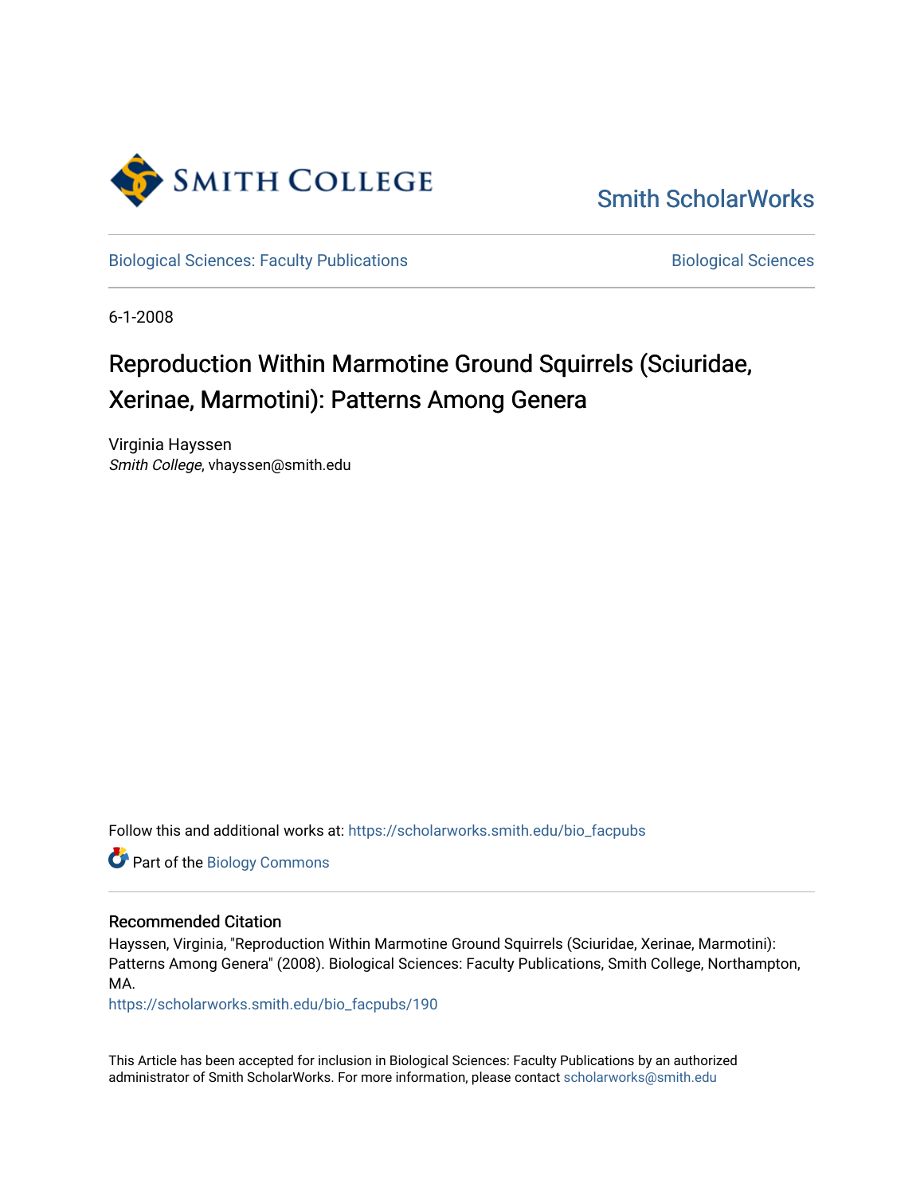Smith College

Smith ScholarWorks

Biological Sciences: Faculty Publications

Biological Sciences

6-1-2008

# Reproduction Within Marmotine Ground Squirrels (Sciuridae, Xerinae, Marmotini): Patterns Among Genera

Virginia Hayssen
*Smith College*, vhayssen@smith.edu

Follow this and additional works at: https://scholarworks.smith.edu/bio_facpubs

Part of the Biology Commons

## Recommended Citation

Hayssen, Virginia, "Reproduction Within Marmotine Ground Squirrels (Sciuridae, Xerinae, Marmotini): Patterns Among Genera" (2008). Biological Sciences: Faculty Publications, Smith College, Northampton, MA.
https://scholarworks.smith.edu/bio_facpubs/190

This Article has been accepted for inclusion in Biological Sciences: Faculty Publications by an authorized administrator of Smith ScholarWorks. For more information, please contact scholarworks@smith.edu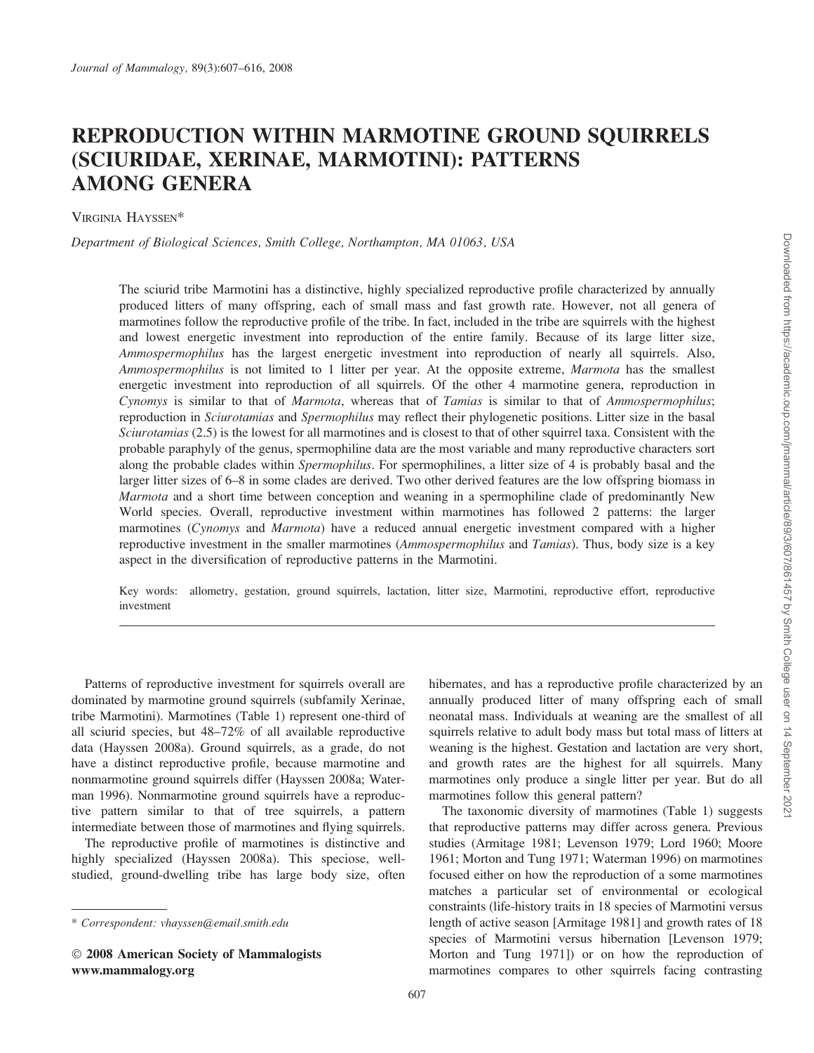# REPRODUCTION WITHIN MARMOTINE GROUND SQUIRRELS (SCIURIDAE, XERINAE, MARMOTINI): PATTERNS AMONG GENERA

VIRGINIA HAYSSEN*

*Department of Biological Sciences, Smith College, Northampton, MA 01063, USA*

The sciurid tribe Marmotini has a distinctive, highly specialized reproductive profile characterized by annually produced litters of many offspring, each of small mass and fast growth rate. However, not all genera of marmotines follow the reproductive profile of the tribe. In fact, included in the tribe are squirrels with the highest and lowest energetic investment into reproduction of the entire family. Because of its large litter size, *Ammospermophilus* has the largest energetic investment into reproduction of nearly all squirrels. Also, *Ammospermophilus* is not limited to 1 litter per year. At the opposite extreme, *Marmota* has the smallest energetic investment into reproduction of all squirrels. Of the other 4 marmotine genera, reproduction in *Cynomys* is similar to that of *Marmota*, whereas that of *Tamias* is similar to that of *Ammospermophilus*; reproduction in *Sciurotamias* and *Spermophilus* may reflect their phylogenetic positions. Litter size in the basal *Sciurotamias* (2.5) is the lowest for all marmotines and is closest to that of other squirrel taxa. Consistent with the probable paraphyly of the genus, spermophiline data are the most variable and many reproductive characters sort along the probable clades within *Spermophilus*. For spermophilines, a litter size of 4 is probably basal and the larger litter sizes of 6–8 in some clades are derived. Two other derived features are the low offspring biomass in *Marmota* and a short time between conception and weaning in a spermophiline clade of predominantly New World species. Overall, reproductive investment within marmotines has followed 2 patterns: the larger marmotines (*Cynomys* and *Marmota*) have a reduced annual energetic investment compared with a higher reproductive investment in the smaller marmotines (*Ammospermophilus* and *Tamias*). Thus, body size is a key aspect in the diversification of reproductive patterns in the Marmotini.

Key words: allometry, gestation, ground squirrels, lactation, litter size, Marmotini, reproductive effort, reproductive investment

---

Patterns of reproductive investment for squirrels overall are dominated by marmotine ground squirrels (subfamily Xerinae, tribe Marmotini). Marmotines (Table 1) represent one-third of all sciurid species, but 48–72% of all available reproductive data (Hayssen 2008a). Ground squirrels, as a grade, do not have a distinct reproductive profile, because marmotine and nonmarmotine ground squirrels differ (Hayssen 2008a; Waterman 1996). Nonmarmotine ground squirrels have a reproductive pattern similar to that of tree squirrels, a pattern intermediate between those of marmotines and flying squirrels.

The reproductive profile of marmotines is distinctive and highly specialized (Hayssen 2008a). This speciose, well-studied, ground-dwelling tribe has large body size, often hibernates, and has a reproductive profile characterized by an annually produced litter of many offspring each of small neonatal mass. Individuals at weaning are the smallest of all squirrels relative to adult body mass but total mass of litters at weaning is the highest. Gestation and lactation are very short, and growth rates are the highest for all squirrels. Many marmotines only produce a single litter per year. But do all marmotines follow this general pattern?

The taxonomic diversity of marmotines (Table 1) suggests that reproductive patterns may differ across genera. Previous studies (Armitage 1981; Levenson 1979; Lord 1960; Moore 1961; Morton and Tung 1971; Waterman 1996) on marmotines focused either on how the reproduction of a some marmotines matches a particular set of environmental or ecological constraints (life-history traits in 18 species of Marmotini versus length of active season [Armitage 1981] and growth rates of 18 species of Marmotini versus hibernation [Levenson 1979; Morton and Tung 1971]) or on how the reproduction of marmotines compares to other squirrels facing contrasting

---

\* *Correspondent: vhayssen@email.smith.edu*

© 2008 American Society of Mammalogists
www.mammalogy.org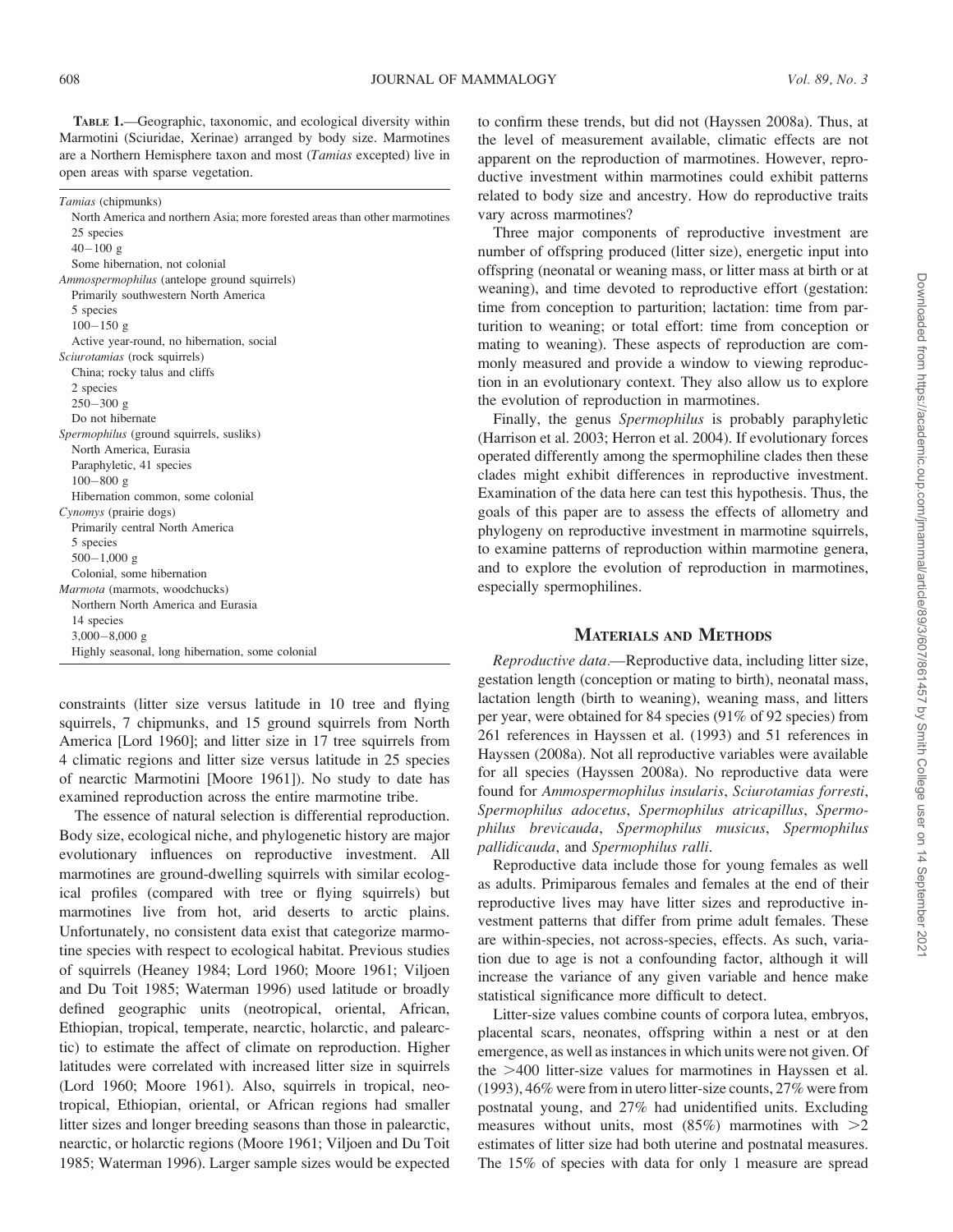**Table 1.**—Geographic, taxonomic, and ecological diversity within Marmotini (Sciuridae, Xerinae) arranged by body size. Marmotines are a Northern Hemisphere taxon and most (*Tamias* excepted) live in open areas with sparse vegetation.

| |
|---|
| *Tamias* (chipmunks) |
| North America and northern Asia; more forested areas than other marmotines |
| 25 species |
| 40–100 g |
| Some hibernation, not colonial |
| *Ammospermophilus* (antelope ground squirrels) |
| Primarily southwestern North America |
| 5 species |
| 100–150 g |
| Active year-round, no hibernation, social |
| *Sciurotamias* (rock squirrels) |
| China; rocky talus and cliffs |
| 2 species |
| 250–300 g |
| Do not hibernate |
| *Spermophilus* (ground squirrels, susliks) |
| North America, Eurasia |
| Paraphyletic, 41 species |
| 100–800 g |
| Hibernation common, some colonial |
| *Cynomys* (prairie dogs) |
| Primarily central North America |
| 5 species |
| 500–1,000 g |
| Colonial, some hibernation |
| *Marmota* (marmots, woodchucks) |
| Northern North America and Eurasia |
| 14 species |
| 3,000–8,000 g |
| Highly seasonal, long hibernation, some colonial |

constraints (litter size versus latitude in 10 tree and flying squirrels, 7 chipmunks, and 15 ground squirrels from North America [Lord 1960]; and litter size in 17 tree squirrels from 4 climatic regions and litter size versus latitude in 25 species of nearctic Marmotini [Moore 1961]). No study to date has examined reproduction across the entire marmotine tribe.

The essence of natural selection is differential reproduction. Body size, ecological niche, and phylogenetic history are major evolutionary influences on reproductive investment. All marmotines are ground-dwelling squirrels with similar ecological profiles (compared with tree or flying squirrels) but marmotines live from hot, arid deserts to arctic plains. Unfortunately, no consistent data exist that categorize marmotine species with respect to ecological habitat. Previous studies of squirrels (Heaney 1984; Lord 1960; Moore 1961; Viljoen and Du Toit 1985; Waterman 1996) used latitude or broadly defined geographic units (neotropical, oriental, African, Ethiopian, tropical, temperate, nearctic, holarctic, and palearctic) to estimate the affect of climate on reproduction. Higher latitudes were correlated with increased litter size in squirrels (Lord 1960; Moore 1961). Also, squirrels in tropical, neotropical, Ethiopian, oriental, or African regions had smaller litter sizes and longer breeding seasons than those in palearctic, nearctic, or holarctic regions (Moore 1961; Viljoen and Du Toit 1985; Waterman 1996). Larger sample sizes would be expected to confirm these trends, but did not (Hayssen 2008a). Thus, at the level of measurement available, climatic effects are not apparent on the reproduction of marmotines. However, reproductive investment within marmotines could exhibit patterns related to body size and ancestry. How do reproductive traits vary across marmotines?

Three major components of reproductive investment are number of offspring produced (litter size), energetic input into offspring (neonatal or weaning mass, or litter mass at birth or at weaning), and time devoted to reproductive effort (gestation: time from conception to parturition; lactation: time from parturition to weaning; or total effort: time from conception or mating to weaning). These aspects of reproduction are commonly measured and provide a window to viewing reproduction in an evolutionary context. They also allow us to explore the evolution of reproduction in marmotines.

Finally, the genus *Spermophilus* is probably paraphyletic (Harrison et al. 2003; Herron et al. 2004). If evolutionary forces operated differently among the spermophiline clades then these clades might exhibit differences in reproductive investment. Examination of the data here can test this hypothesis. Thus, the goals of this paper are to assess the effects of allometry and phylogeny on reproductive investment in marmotine squirrels, to examine patterns of reproduction within marmotine genera, and to explore the evolution of reproduction in marmotines, especially spermophilines.

## Materials and Methods

*Reproductive data.*—Reproductive data, including litter size, gestation length (conception or mating to birth), neonatal mass, lactation length (birth to weaning), weaning mass, and litters per year, were obtained for 84 species (91% of 92 species) from 261 references in Hayssen et al. (1993) and 51 references in Hayssen (2008a). Not all reproductive variables were available for all species (Hayssen 2008a). No reproductive data were found for *Ammospermophilus insularis*, *Sciurotamias forresti*, *Spermophilus adocetus*, *Spermophilus atricapillus*, *Spermophilus brevicauda*, *Spermophilus musicus*, *Spermophilus pallidicauda*, and *Spermophilus ralli*.

Reproductive data include those for young females as well as adults. Primiparous females and females at the end of their reproductive lives may have litter sizes and reproductive investment patterns that differ from prime adult females. These are within-species, not across-species, effects. As such, variation due to age is not a confounding factor, although it will increase the variance of any given variable and hence make statistical significance more difficult to detect.

Litter-size values combine counts of corpora lutea, embryos, placental scars, neonates, offspring within a nest or at den emergence, as well as instances in which units were not given. Of the >400 litter-size values for marmotines in Hayssen et al. (1993), 46% were from in utero litter-size counts, 27% were from postnatal young, and 27% had unidentified units. Excluding measures without units, most (85%) marmotines with >2 estimates of litter size had both uterine and postnatal measures. The 15% of species with data for only 1 measure are spread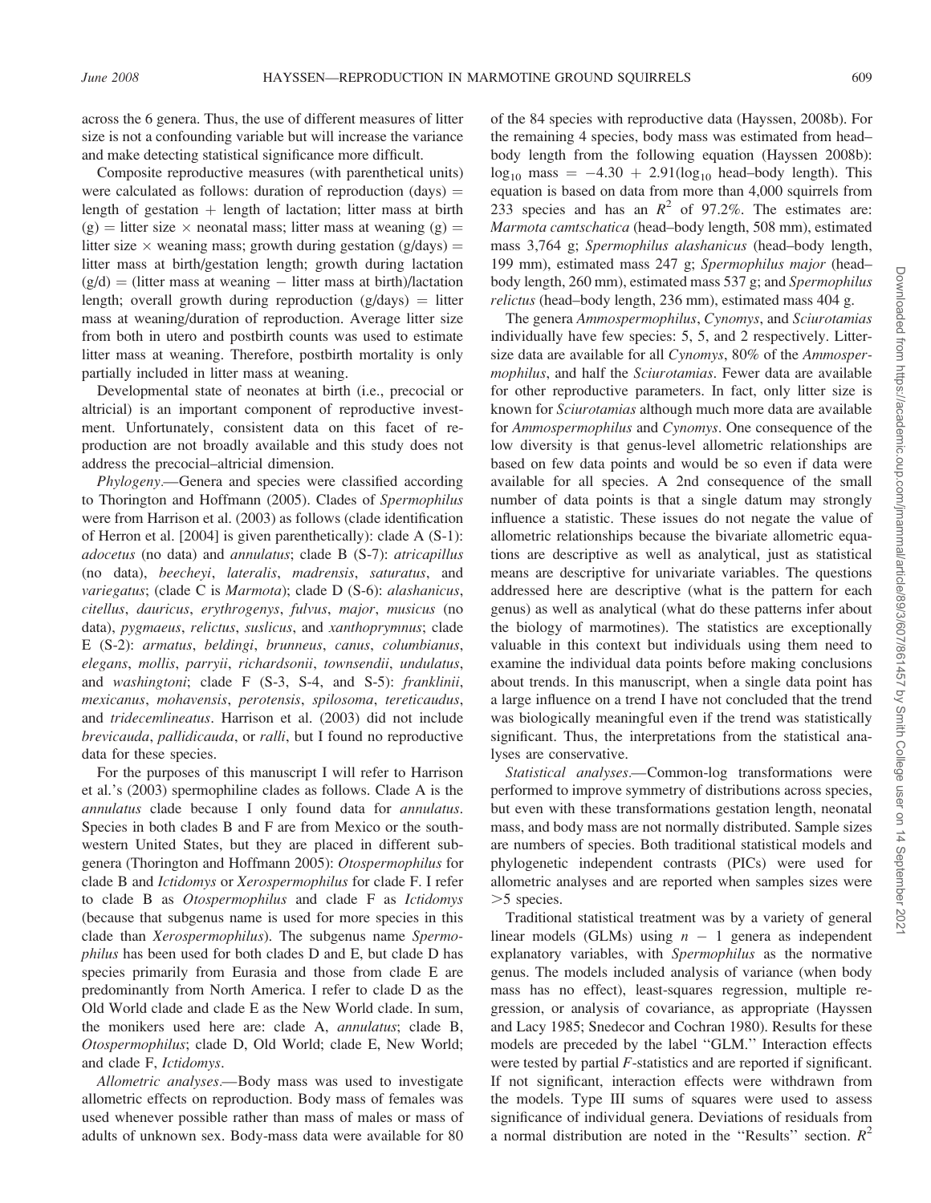across the 6 genera. Thus, the use of different measures of litter size is not a confounding variable but will increase the variance and make detecting statistical significance more difficult.

Composite reproductive measures (with parenthetical units) were calculated as follows: duration of reproduction (days) = length of gestation + length of lactation; litter mass at birth (g) = litter size × neonatal mass; litter mass at weaning (g) = litter size × weaning mass; growth during gestation (g/days) = litter mass at birth/gestation length; growth during lactation (g/d) = (litter mass at weaning − litter mass at birth)/lactation length; overall growth during reproduction (g/days) = litter mass at weaning/duration of reproduction. Average litter size from both in utero and postbirth counts was used to estimate litter mass at weaning. Therefore, postbirth mortality is only partially included in litter mass at weaning.

Developmental state of neonates at birth (i.e., precocial or altricial) is an important component of reproductive investment. Unfortunately, consistent data on this facet of reproduction are not broadly available and this study does not address the precocial–altricial dimension.

*Phylogeny*.—Genera and species were classified according to Thorington and Hoffmann (2005). Clades of *Spermophilus* were from Harrison et al. (2003) as follows (clade identification of Herron et al. [2004] is given parenthetically): clade A (S-1): *adocetus* (no data) and *annulatus*; clade B (S-7): *atricapillus* (no data), *beecheyi*, *lateralis*, *madrensis*, *saturatus*, and *variegatus*; (clade C is *Marmota*); clade D (S-6): *alashanicus*, *citellus*, *dauricus*, *erythrogenys*, *fulvus*, *major*, *musicus* (no data), *pygmaeus*, *relictus*, *suslicus*, and *xanthoprymnus*; clade E (S-2): *armatus*, *beldingi*, *brunneus*, *canus*, *columbianus*, *elegans*, *mollis*, *parryii*, *richardsonii*, *townsendii*, *undulatus*, and *washingtoni*; clade F (S-3, S-4, and S-5): *franklinii*, *mexicanus*, *mohavensis*, *perotensis*, *spilosoma*, *tereticaudus*, and *tridecemlineatus*. Harrison et al. (2003) did not include *brevicauda*, *pallidicauda*, or *ralli*, but I found no reproductive data for these species.

For the purposes of this manuscript I will refer to Harrison et al.'s (2003) spermophiline clades as follows. Clade A is the *annulatus* clade because I only found data for *annulatus*. Species in both clades B and F are from Mexico or the southwestern United States, but they are placed in different subgenera (Thorington and Hoffmann 2005): *Otospermophilus* for clade B and *Ictidomys* or *Xerospermophilus* for clade F. I refer to clade B as *Otospermophilus* and clade F as *Ictidomys* (because that subgenus name is used for more species in this clade than *Xerospermophilus*). The subgenus name *Spermophilus* has been used for both clades D and E, but clade D has species primarily from Eurasia and those from clade E are predominantly from North America. I refer to clade D as the Old World clade and clade E as the New World clade. In sum, the monikers used here are: clade A, *annulatus*; clade B, *Otospermophilus*; clade D, Old World; clade E, New World; and clade F, *Ictidomys*.

*Allometric analyses*.—Body mass was used to investigate allometric effects on reproduction. Body mass of females was used whenever possible rather than mass of males or mass of adults of unknown sex. Body-mass data were available for 80 of the 84 species with reproductive data (Hayssen, 2008b). For the remaining 4 species, body mass was estimated from head–body length from the following equation (Hayssen 2008b): $\log_{10}$ mass = −4.30 + 2.91($\log_{10}$ head–body length). This equation is based on data from more than 4,000 squirrels from 233 species and has an $R^2$ of 97.2%. The estimates are: *Marmota camtschatica* (head–body length, 508 mm), estimated mass 3,764 g; *Spermophilus alashanicus* (head–body length, 199 mm), estimated mass 247 g; *Spermophilus major* (head–body length, 260 mm), estimated mass 537 g; and *Spermophilus relictus* (head–body length, 236 mm), estimated mass 404 g.

The genera *Ammospermophilus*, *Cynomys*, and *Sciurotamias* individually have few species: 5, 5, and 2 respectively. Litter-size data are available for all *Cynomys*, 80% of the *Ammospermophilus*, and half the *Sciurotamias*. Fewer data are available for other reproductive parameters. In fact, only litter size is known for *Sciurotamias* although much more data are available for *Ammospermophilus* and *Cynomys*. One consequence of the low diversity is that genus-level allometric relationships are based on few data points and would be so even if data were available for all species. A 2nd consequence of the small number of data points is that a single datum may strongly influence a statistic. These issues do not negate the value of allometric relationships because the bivariate allometric equations are descriptive as well as analytical, just as statistical means are descriptive for univariate variables. The questions addressed here are descriptive (what is the pattern for each genus) as well as analytical (what do these patterns infer about the biology of marmotines). The statistics are exceptionally valuable in this context but individuals using them need to examine the individual data points before making conclusions about trends. In this manuscript, when a single data point has a large influence on a trend I have not concluded that the trend was biologically meaningful even if the trend was statistically significant. Thus, the interpretations from the statistical analyses are conservative.

*Statistical analyses*.—Common-log transformations were performed to improve symmetry of distributions across species, but even with these transformations gestation length, neonatal mass, and body mass are not normally distributed. Sample sizes are numbers of species. Both traditional statistical models and phylogenetic independent contrasts (PICs) were used for allometric analyses and are reported when samples sizes were >5 species.

Traditional statistical treatment was by a variety of general linear models (GLMs) using $n - 1$ genera as independent explanatory variables, with *Spermophilus* as the normative genus. The models included analysis of variance (when body mass has no effect), least-squares regression, multiple regression, or analysis of covariance, as appropriate (Hayssen and Lacy 1985; Snedecor and Cochran 1980). Results for these models are preceded by the label "GLM." Interaction effects were tested by partial $F$-statistics and are reported if significant. If not significant, interaction effects were withdrawn from the models. Type III sums of squares were used to assess significance of individual genera. Deviations of residuals from a normal distribution are noted in the "Results" section. $R^2$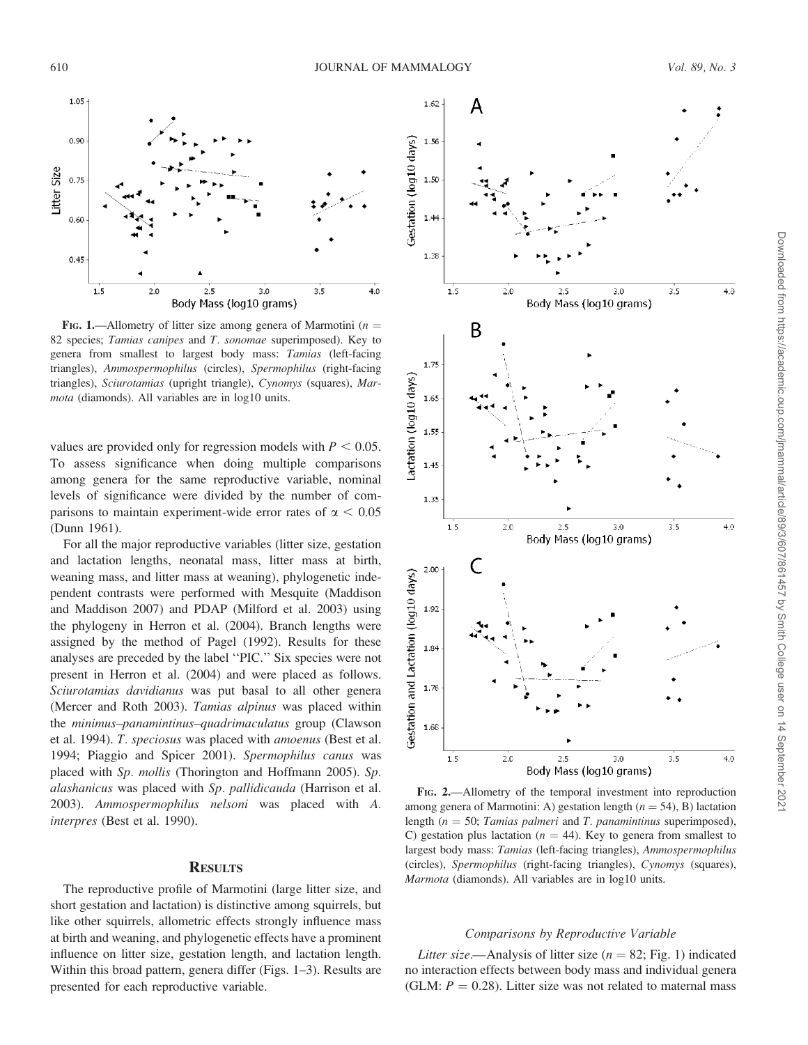**FIG. 1.**—Allometry of litter size among genera of Marmotini ($n = 82$ species; *Tamias canipes* and *T. sonomae* superimposed). Key to genera from smallest to largest body mass: *Tamias* (left-facing triangles), *Ammospermophilus* (circles), *Spermophilus* (right-facing triangles), *Sciurotamias* (upright triangle), *Cynomys* (squares), *Marmota* (diamonds). All variables are in log10 units.

values are provided only for regression models with $P < 0.05$. To assess significance when doing multiple comparisons among genera for the same reproductive variable, nominal levels of significance were divided by the number of comparisons to maintain experiment-wide error rates of $\alpha < 0.05$ (Dunn 1961).

For all the major reproductive variables (litter size, gestation and lactation lengths, neonatal mass, litter mass at birth, weaning mass, and litter mass at weaning), phylogenetic independent contrasts were performed with Mesquite (Maddison and Maddison 2007) and PDAP (Milford et al. 2003) using the phylogeny in Herron et al. (2004). Branch lengths were assigned by the method of Pagel (1992). Results for these analyses are preceded by the label "PIC." Six species were not present in Herron et al. (2004) and were placed as follows. *Sciurotamias davidianus* was put basal to all other genera (Mercer and Roth 2003). *Tamias alpinus* was placed within the *minimus–panamintinus–quadrimaculatus* group (Clawson et al. 1994). *T. speciosus* was placed with *amoenus* (Best et al. 1994; Piaggio and Spicer 2001). *Spermophilus canus* was placed with *Sp. mollis* (Thorington and Hoffmann 2005). *Sp. alashanicus* was placed with *Sp. pallidicauda* (Harrison et al. 2003). *Ammospermophilus nelsoni* was placed with *A. interpres* (Best et al. 1990).

## RESULTS

The reproductive profile of Marmotini (large litter size, and short gestation and lactation) is distinctive among squirrels, but like other squirrels, allometric effects strongly influence mass at birth and weaning, and phylogenetic effects have a prominent influence on litter size, gestation length, and lactation length. Within this broad pattern, genera differ (Figs. 1–3). Results are presented for each reproductive variable.

**FIG. 2.**—Allometry of the temporal investment into reproduction among genera of Marmotini: A) gestation length ($n = 54$), B) lactation length ($n = 50$; *Tamias palmeri* and *T. panamintinus* superimposed), C) gestation plus lactation ($n = 44$). Key to genera from smallest to largest body mass: *Tamias* (left-facing triangles), *Ammospermophilus* (circles), *Spermophilus* (right-facing triangles), *Cynomys* (squares), *Marmota* (diamonds). All variables are in log10 units.

### *Comparisons by Reproductive Variable*

*Litter size.*—Analysis of litter size ($n = 82$; Fig. 1) indicated no interaction effects between body mass and individual genera (GLM: $P = 0.28$). Litter size was not related to maternal mass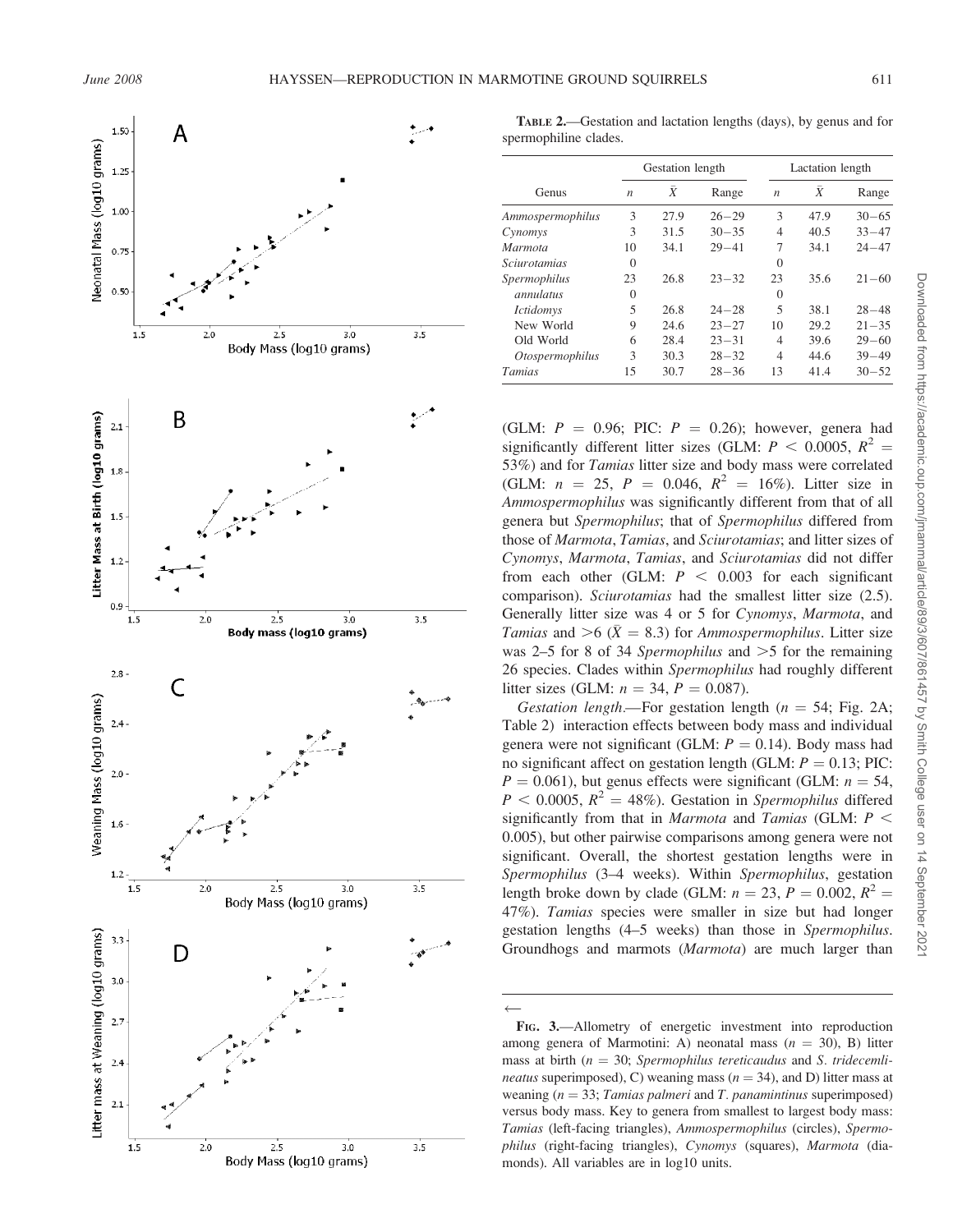**Table 2.**—Gestation and lactation lengths (days), by genus and for spermophiline clades.

| Genus | Gestation length | | | Lactation length | | |
|---|---|---|---|---|---|---|
| | $n$ | $\bar{X}$ | Range | $n$ | $\bar{X}$ | Range |
| *Ammospermophilus* | 3 | 27.9 | 26–29 | 3 | 47.9 | 30–65 |
| *Cynomys* | 3 | 31.5 | 30–35 | 4 | 40.5 | 33–47 |
| *Marmota* | 10 | 34.1 | 29–41 | 7 | 34.1 | 24–47 |
| *Sciurotamias* | 0 | | | 0 | | |
| *Spermophilus* | 23 | 26.8 | 23–32 | 23 | 35.6 | 21–60 |
| *annulatus* | 0 | | | 0 | | |
| *Ictidomys* | 5 | 26.8 | 24–28 | 5 | 38.1 | 28–48 |
| New World | 9 | 24.6 | 23–27 | 10 | 29.2 | 21–35 |
| Old World | 6 | 28.4 | 23–31 | 4 | 39.6 | 29–60 |
| *Otospermophilus* | 3 | 30.3 | 28–32 | 4 | 44.6 | 39–49 |
| *Tamias* | 15 | 30.7 | 28–36 | 13 | 41.4 | 30–52 |

(GLM: $P = 0.96$; PIC: $P = 0.26$); however, genera had significantly different litter sizes (GLM: $P < 0.0005$, $R^2 = 53\%$) and for *Tamias* litter size and body mass were correlated (GLM: $n = 25$, $P = 0.046$, $R^2 = 16\%$). Litter size in *Ammospermophilus* was significantly different from that of all genera but *Spermophilus*; that of *Spermophilus* differed from those of *Marmota*, *Tamias*, and *Sciurotamias*; and litter sizes of *Cynomys*, *Marmota*, *Tamias*, and *Sciurotamias* did not differ from each other (GLM: $P < 0.003$ for each significant comparison). *Sciurotamias* had the smallest litter size (2.5). Generally litter size was 4 or 5 for *Cynomys*, *Marmota*, and *Tamias* and >6 ($\bar{X} = 8.3$) for *Ammospermophilus*. Litter size was 2–5 for 8 of 34 *Spermophilus* and >5 for the remaining 26 species. Clades within *Spermophilus* had roughly different litter sizes (GLM: $n = 34$, $P = 0.087$).

*Gestation length*.—For gestation length ($n = 54$; Fig. 2A; Table 2) interaction effects between body mass and individual genera were not significant (GLM: $P = 0.14$). Body mass had no significant affect on gestation length (GLM: $P = 0.13$; PIC: $P = 0.061$), but genus effects were significant (GLM: $n = 54$, $P < 0.0005$, $R^2 = 48\%$). Gestation in *Spermophilus* differed significantly from that in *Marmota* and *Tamias* (GLM: $P < 0.005$), but other pairwise comparisons among genera were not significant. Overall, the shortest gestation lengths were in *Spermophilus* (3–4 weeks). Within *Spermophilus*, gestation length broke down by clade (GLM: $n = 23$, $P = 0.002$, $R^2 = 47\%$). *Tamias* species were smaller in size but had longer gestation lengths (4–5 weeks) than those in *Spermophilus*. Groundhogs and marmots (*Marmota*) are much larger than

←

**Fig. 3.**—Allometry of energetic investment into reproduction among genera of Marmotini: A) neonatal mass ($n = 30$), B) litter mass at birth ($n = 30$; *Spermophilus tereticaudus* and *S. tridecemlineatus* superimposed), C) weaning mass ($n = 34$), and D) litter mass at weaning ($n = 33$; *Tamias palmeri* and *T. panamintinus* superimposed) versus body mass. Key to genera from smallest to largest body mass: *Tamias* (left-facing triangles), *Ammospermophilus* (circles), *Spermophilus* (right-facing triangles), *Cynomys* (squares), *Marmota* (diamonds). All variables are in log10 units.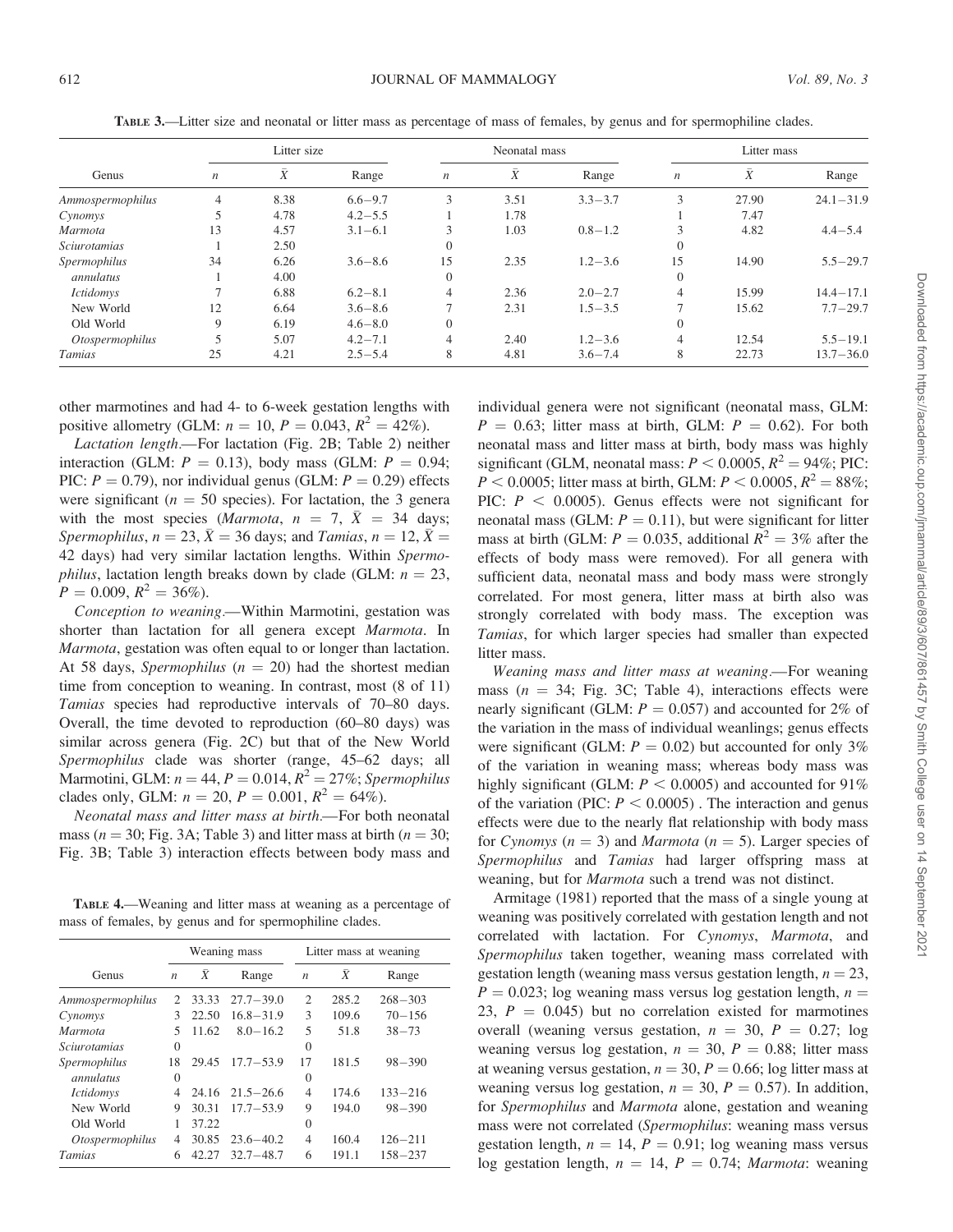TABLE 3.—Litter size and neonatal or litter mass as percentage of mass of females, by genus and for spermophiline clades.

| Genus | Litter size | | | Neonatal mass | | | Litter mass | | |
|---|---|---|---|---|---|---|---|---|---|
| | $n$ | $\bar{X}$ | Range | $n$ | $\bar{X}$ | Range | $n$ | $\bar{X}$ | Range |
| *Ammospermophilus* | 4 | 8.38 | 6.6–9.7 | 3 | 3.51 | 3.3–3.7 | 3 | 27.90 | 24.1–31.9 |
| *Cynomys* | 5 | 4.78 | 4.2–5.5 | 1 | 1.78 | | 1 | 7.47 | |
| *Marmota* | 13 | 4.57 | 3.1–6.1 | 3 | 1.03 | 0.8–1.2 | 3 | 4.82 | 4.4–5.4 |
| *Sciurotamias* | 1 | 2.50 | | 0 | | | 0 | | |
| *Spermophilus* | 34 | 6.26 | 3.6–8.6 | 15 | 2.35 | 1.2–3.6 | 15 | 14.90 | 5.5–29.7 |
| *annulatus* | 1 | 4.00 | | 0 | | | 0 | | |
| *Ictidomys* | 7 | 6.88 | 6.2–8.1 | 4 | 2.36 | 2.0–2.7 | 4 | 15.99 | 14.4–17.1 |
| New World | 12 | 6.64 | 3.6–8.6 | 7 | 2.31 | 1.5–3.5 | 7 | 15.62 | 7.7–29.7 |
| Old World | 9 | 6.19 | 4.6–8.0 | 0 | | | 0 | | |
| *Otospermophilus* | 5 | 5.07 | 4.2–7.1 | 4 | 2.40 | 1.2–3.6 | 4 | 12.54 | 5.5–19.1 |
| *Tamias* | 25 | 4.21 | 2.5–5.4 | 8 | 4.81 | 3.6–7.4 | 8 | 22.73 | 13.7–36.0 |

other marmotines and had 4- to 6-week gestation lengths with positive allometry (GLM: $n = 10$, $P = 0.043$, $R^2 = 42\%$).

*Lactation length*.—For lactation (Fig. 2B; Table 2) neither interaction (GLM: $P = 0.13$), body mass (GLM: $P = 0.94$; PIC: $P = 0.79$), nor individual genus (GLM: $P = 0.29$) effects were significant ($n = 50$ species). For lactation, the 3 genera with the most species (*Marmota*, $n = 7$, $\bar{X} = 34$ days; *Spermophilus*, $n = 23$, $\bar{X} = 36$ days; and *Tamias*, $n = 12$, $\bar{X} = 42$ days) had very similar lactation lengths. Within *Spermophilus*, lactation length breaks down by clade (GLM: $n = 23$, $P = 0.009$, $R^2 = 36\%$).

*Conception to weaning*.—Within Marmotini, gestation was shorter than lactation for all genera except *Marmota*. In *Marmota*, gestation was often equal to or longer than lactation. At 58 days, *Spermophilus* ($n = 20$) had the shortest median time from conception to weaning. In contrast, most (8 of 11) *Tamias* species had reproductive intervals of 70–80 days. Overall, the time devoted to reproduction (60–80 days) was similar across genera (Fig. 2C) but that of the New World *Spermophilus* clade was shorter (range, 45–62 days; all Marmotini, GLM: $n = 44$, $P = 0.014$, $R^2 = 27\%$; *Spermophilus* clades only, GLM: $n = 20$, $P = 0.001$, $R^2 = 64\%$).

*Neonatal mass and litter mass at birth*.—For both neonatal mass ($n = 30$; Fig. 3A; Table 3) and litter mass at birth ($n = 30$; Fig. 3B; Table 3) interaction effects between body mass and individual genera were not significant (neonatal mass, GLM: $P = 0.63$; litter mass at birth, GLM: $P = 0.62$). For both neonatal mass and litter mass at birth, body mass was highly significant (GLM, neonatal mass: $P < 0.0005$, $R^2 = 94\%$; PIC: $P < 0.0005$; litter mass at birth, GLM: $P < 0.0005$, $R^2 = 88\%$; PIC: $P < 0.0005$). Genus effects were not significant for neonatal mass (GLM: $P = 0.11$), but were significant for litter mass at birth (GLM: $P = 0.035$, additional $R^2 = 3\%$ after the effects of body mass were removed). For all genera with sufficient data, neonatal mass and body mass were strongly correlated. For most genera, litter mass at birth also was strongly correlated with body mass. The exception was *Tamias*, for which larger species had smaller than expected litter mass.

TABLE 4.—Weaning and litter mass at weaning as a percentage of mass of females, by genus and for spermophiline clades.

| Genus | Weaning mass | | | Litter mass at weaning | | |
|---|---|---|---|---|---|---|
| | $n$ | $\bar{X}$ | Range | $n$ | $\bar{X}$ | Range |
| *Ammospermophilus* | 2 | 33.33 | 27.7–39.0 | 2 | 285.2 | 268–303 |
| *Cynomys* | 3 | 22.50 | 16.8–31.9 | 3 | 109.6 | 70–156 |
| *Marmota* | 5 | 11.62 | 8.0–16.2 | 5 | 51.8 | 38–73 |
| *Sciurotamias* | 0 | | | 0 | | |
| *Spermophilus* | 18 | 29.45 | 17.7–53.9 | 17 | 181.5 | 98–390 |
| *annulatus* | 0 | | | 0 | | |
| *Ictidomys* | 4 | 24.16 | 21.5–26.6 | 4 | 174.6 | 133–216 |
| New World | 9 | 30.31 | 17.7–53.9 | 9 | 194.0 | 98–390 |
| Old World | 1 | 37.22 | | 0 | | |
| *Otospermophilus* | 4 | 30.85 | 23.6–40.2 | 4 | 160.4 | 126–211 |
| *Tamias* | 6 | 42.27 | 32.7–48.7 | 6 | 191.1 | 158–237 |

*Weaning mass and litter mass at weaning*.—For weaning mass ($n = 34$; Fig. 3C; Table 4), interactions effects were nearly significant (GLM: $P = 0.057$) and accounted for 2% of the variation in the mass of individual weanlings; genus effects were significant (GLM: $P = 0.02$) but accounted for only 3% of the variation in weaning mass; whereas body mass was highly significant (GLM: $P < 0.0005$) and accounted for 91% of the variation (PIC: $P < 0.0005$) . The interaction and genus effects were due to the nearly flat relationship with body mass for *Cynomys* ($n = 3$) and *Marmota* ($n = 5$). Larger species of *Spermophilus* and *Tamias* had larger offspring mass at weaning, but for *Marmota* such a trend was not distinct.

Armitage (1981) reported that the mass of a single young at weaning was positively correlated with gestation length and not correlated with lactation. For *Cynomys*, *Marmota*, and *Spermophilus* taken together, weaning mass correlated with gestation length (weaning mass versus gestation length, $n = 23$, $P = 0.023$; log weaning mass versus log gestation length, $n = 23$, $P = 0.045$) but no correlation existed for marmotines overall (weaning versus gestation, $n = 30$, $P = 0.27$; log weaning versus log gestation, $n = 30$, $P = 0.88$; litter mass at weaning versus gestation, $n = 30$, $P = 0.66$; log litter mass at weaning versus log gestation, $n = 30$, $P = 0.57$). In addition, for *Spermophilus* and *Marmota* alone, gestation and weaning mass were not correlated (*Spermophilus*: weaning mass versus gestation length, $n = 14$, $P = 0.91$; log weaning mass versus log gestation length, $n = 14$, $P = 0.74$; *Marmota*: weaning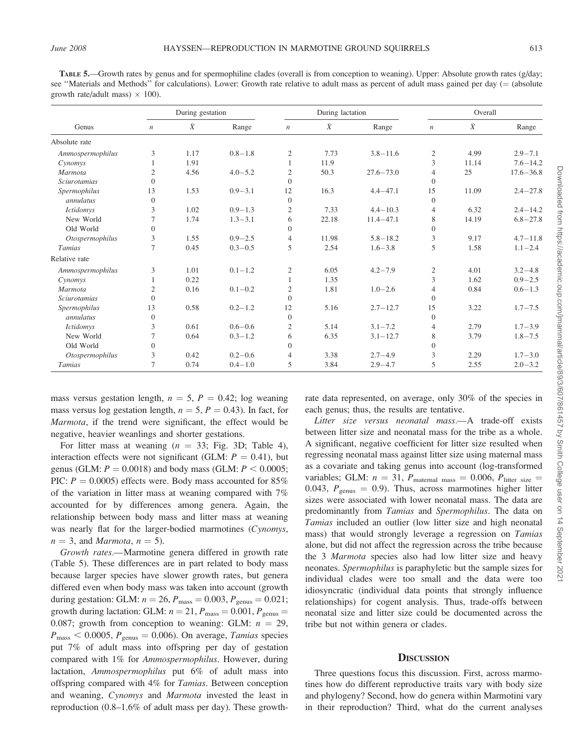**TABLE 5.**—Growth rates by genus and for spermophiline clades (overall is from conception to weaning). Upper: Absolute growth rates (g/day; see "Materials and Methods" for calculations). Lower: Growth rate relative to adult mass as percent of adult mass gained per day (= (absolute growth rate/adult mass) × 100).

| Genus | During gestation | | | During lactation | | | Overall | | |
|---|---|---|---|---|---|---|---|---|---|
| | $n$ | $\bar{X}$ | Range | $n$ | $\bar{X}$ | Range | $n$ | $\bar{X}$ | Range |
| Absolute rate | | | | | | | | | |
| *Ammospermophilus* | 3 | 1.17 | 0.8–1.8 | 2 | 7.73 | 3.8–11.6 | 2 | 4.99 | 2.9–7.1 |
| *Cynomys* | 1 | 1.91 | | 1 | 11.9 | | 3 | 11.14 | 7.6–14.2 |
| *Marmota* | 2 | 4.56 | 4.0–5.2 | 2 | 50.3 | 27.6–73.0 | 4 | 25 | 17.6–36.8 |
| *Sciurotamias* | 0 | | | 0 | | | 0 | | |
| *Spermophilus* | 13 | 1.53 | 0.9–3.1 | 12 | 16.3 | 4.4–47.1 | 15 | 11.09 | 2.4–27.8 |
| *annulatus* | 0 | | | 0 | | | 0 | | |
| *Ictidomys* | 3 | 1.02 | 0.9–1.3 | 2 | 7.33 | 4.4–10.3 | 4 | 6.32 | 2.4–14.2 |
| New World | 7 | 1.74 | 1.3–3.1 | 6 | 22.18 | 11.4–47.1 | 8 | 14.19 | 6.8–27.8 |
| Old World | 0 | | | 0 | | | 0 | | |
| *Otospermophilus* | 3 | 1.55 | 0.9–2.5 | 4 | 11.98 | 5.8–18.2 | 3 | 9.17 | 4.7–11.8 |
| *Tamias* | 7 | 0.45 | 0.3–0.5 | 5 | 2.54 | 1.6–3.8 | 5 | 1.58 | 1.1–2.4 |
| Relative rate | | | | | | | | | |
| *Ammospermophilus* | 3 | 1.01 | 0.1–1.2 | 2 | 6.05 | 4.2–7.9 | 2 | 4.01 | 3.2–4.8 |
| *Cynomys* | 1 | 0.22 | | 1 | 1.35 | | 3 | 1.62 | 0.9–2.5 |
| *Marmota* | 2 | 0.16 | 0.1–0.2 | 2 | 1.81 | 1.0–2.6 | 4 | 0.84 | 0.6–1.3 |
| *Sciurotamias* | 0 | | | 0 | | | 0 | | |
| *Spermophilus* | 13 | 0.58 | 0.2–1.2 | 12 | 5.16 | 2.7–12.7 | 15 | 3.22 | 1.7–7.5 |
| *annulatus* | 0 | | | 0 | | | 0 | | |
| *Ictidomys* | 3 | 0.61 | 0.6–0.6 | 2 | 5.14 | 3.1–7.2 | 4 | 2.79 | 1.7–3.9 |
| New World | 7 | 0.64 | 0.3–1.2 | 6 | 6.35 | 3.1–12.7 | 8 | 3.79 | 1.8–7.5 |
| Old World | 0 | | | 0 | | | 0 | | |
| *Otospermophilus* | 3 | 0.42 | 0.2–0.6 | 4 | 3.38 | 2.7–4.9 | 3 | 2.29 | 1.7–3.0 |
| *Tamias* | 7 | 0.74 | 0.4–1.0 | 5 | 3.84 | 2.9–4.7 | 5 | 2.55 | 2.0–3.2 |

mass versus gestation length, $n = 5$, $P = 0.42$; log weaning mass versus log gestation length, $n = 5$, $P = 0.43$). In fact, for *Marmota*, if the trend were significant, the effect would be negative, heavier weanlings and shorter gestations.

For litter mass at weaning ($n = 33$; Fig. 3D; Table 4), interaction effects were not significant (GLM: $P = 0.41$), but genus (GLM: $P = 0.0018$) and body mass (GLM: $P < 0.0005$; PIC: $P = 0.0005$) effects were. Body mass accounted for 85% of the variation in litter mass at weaning compared with 7% accounted for by differences among genera. Again, the relationship between body mass and litter mass at weaning was nearly flat for the larger-bodied marmotines (*Cynomys*, $n = 3$, and *Marmota*, $n = 5$).

*Growth rates*.—Marmotine genera differed in growth rate (Table 5). These differences are in part related to body mass because larger species have slower growth rates, but genera differed even when body mass was taken into account (growth during gestation: GLM: $n = 26$, $P_{\text{mass}} = 0.003$, $P_{\text{genus}} = 0.021$; growth during lactation: GLM: $n = 21$, $P_{\text{mass}} = 0.001$, $P_{\text{genus}} = 0.087$; growth from conception to weaning: GLM: $n = 29$, $P_{\text{mass}} < 0.0005$, $P_{\text{genus}} = 0.006$). On average, *Tamias* species put 7% of adult mass into offspring per day of gestation compared with 1% for *Ammospermophilus*. However, during lactation, *Ammospermophilus* put 6% of adult mass into offspring compared with 4% for *Tamias*. Between conception and weaning, *Cynomys* and *Marmota* invested the least in reproduction (0.8–1.6% of adult mass per day). These growth-rate data represented, on average, only 30% of the species in each genus; thus, the results are tentative.

*Litter size versus neonatal mass*.—A trade-off exists between litter size and neonatal mass for the tribe as a whole. A significant, negative coefficient for litter size resulted when regressing neonatal mass against litter size using maternal mass as a covariate and taking genus into account (log-transformed variables; GLM: $n = 31$, $P_{\text{maternal mass}} = 0.006$, $P_{\text{litter size}} = 0.043$, $P_{\text{genus}} = 0.9$). Thus, across marmotines higher litter sizes were associated with lower neonatal mass. The data are predominantly from *Tamias* and *Spermophilus*. The data on *Tamias* included an outlier (low litter size and high neonatal mass) that would strongly leverage a regression on *Tamias* alone, but did not affect the regression across the tribe because the 3 *Marmota* species also had low litter size and heavy neonates. *Spermophilus* is paraphyletic but the sample sizes for individual clades were too small and the data were too idiosyncratic (individual data points that strongly influence relationships) for cogent analysis. Thus, trade-offs between neonatal size and litter size could be documented across the tribe but not within genera or clades.

## DISCUSSION

Three questions focus this discussion. First, across marmotines how do different reproductive traits vary with body size and phylogeny? Second, how do genera within Marmotini vary in their reproduction? Third, what do the current analyses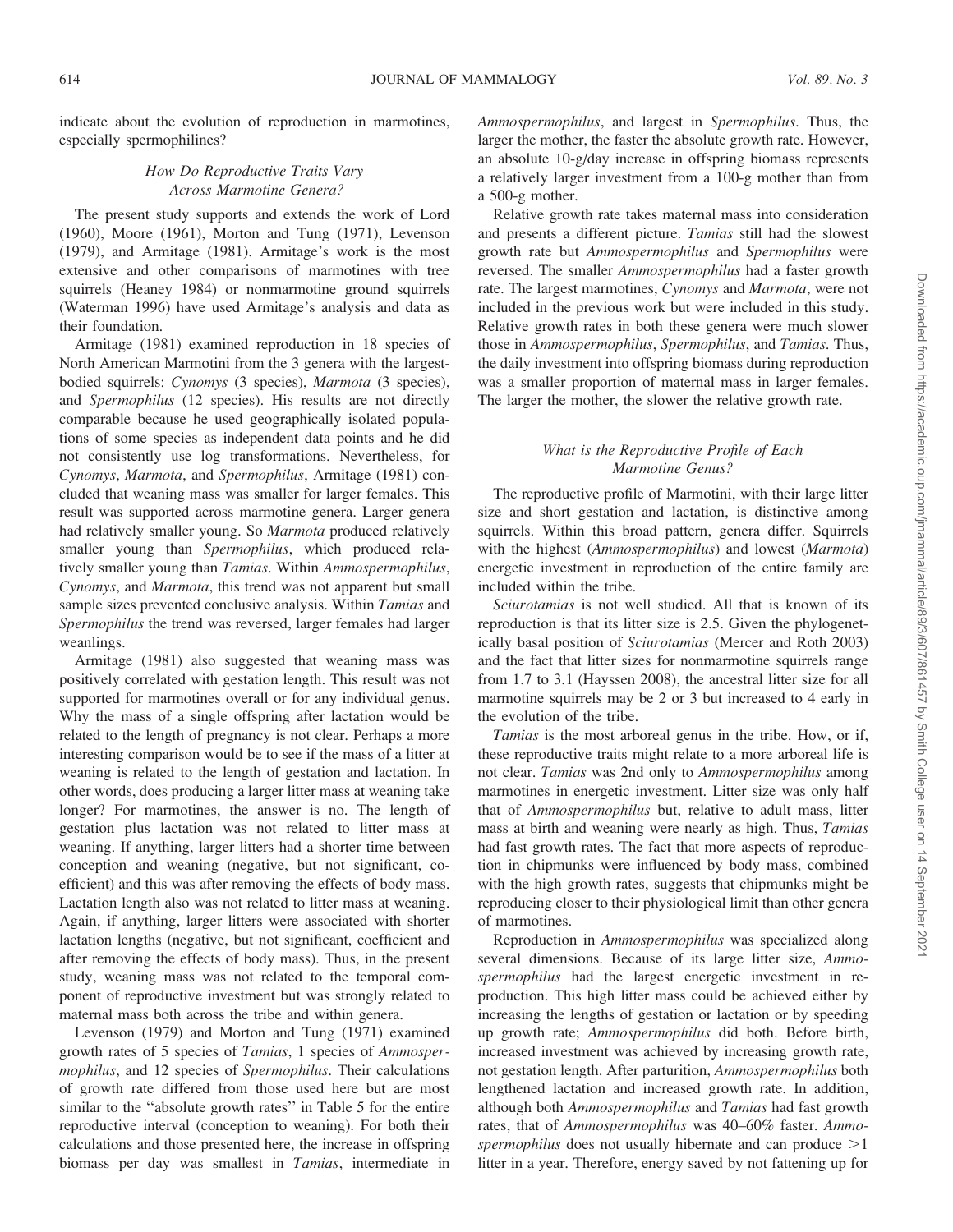indicate about the evolution of reproduction in marmotines, especially spermophilines?

### *How Do Reproductive Traits Vary Across Marmotine Genera?*

The present study supports and extends the work of Lord (1960), Moore (1961), Morton and Tung (1971), Levenson (1979), and Armitage (1981). Armitage's work is the most extensive and other comparisons of marmotines with tree squirrels (Heaney 1984) or nonmarmotine ground squirrels (Waterman 1996) have used Armitage's analysis and data as their foundation.

Armitage (1981) examined reproduction in 18 species of North American Marmotini from the 3 genera with the largest-bodied squirrels: *Cynomys* (3 species), *Marmota* (3 species), and *Spermophilus* (12 species). His results are not directly comparable because he used geographically isolated populations of some species as independent data points and he did not consistently use log transformations. Nevertheless, for *Cynomys*, *Marmota*, and *Spermophilus*, Armitage (1981) concluded that weaning mass was smaller for larger females. This result was supported across marmotine genera. Larger genera had relatively smaller young. So *Marmota* produced relatively smaller young than *Spermophilus*, which produced relatively smaller young than *Tamias*. Within *Ammospermophilus*, *Cynomys*, and *Marmota*, this trend was not apparent but small sample sizes prevented conclusive analysis. Within *Tamias* and *Spermophilus* the trend was reversed, larger females had larger weanlings.

Armitage (1981) also suggested that weaning mass was positively correlated with gestation length. This result was not supported for marmotines overall or for any individual genus. Why the mass of a single offspring after lactation would be related to the length of pregnancy is not clear. Perhaps a more interesting comparison would be to see if the mass of a litter at weaning is related to the length of gestation and lactation. In other words, does producing a larger litter mass at weaning take longer? For marmotines, the answer is no. The length of gestation plus lactation was not related to litter mass at weaning. If anything, larger litters had a shorter time between conception and weaning (negative, but not significant, coefficient) and this was after removing the effects of body mass. Lactation length also was not related to litter mass at weaning. Again, if anything, larger litters were associated with shorter lactation lengths (negative, but not significant, coefficient and after removing the effects of body mass). Thus, in the present study, weaning mass was not related to the temporal component of reproductive investment but was strongly related to maternal mass both across the tribe and within genera.

Levenson (1979) and Morton and Tung (1971) examined growth rates of 5 species of *Tamias*, 1 species of *Ammospermophilus*, and 12 species of *Spermophilus*. Their calculations of growth rate differed from those used here but are most similar to the "absolute growth rates" in Table 5 for the entire reproductive interval (conception to weaning). For both their calculations and those presented here, the increase in offspring biomass per day was smallest in *Tamias*, intermediate in *Ammospermophilus*, and largest in *Spermophilus*. Thus, the larger the mother, the faster the absolute growth rate. However, an absolute 10-g/day increase in offspring biomass represents a relatively larger investment from a 100-g mother than from a 500-g mother.

Relative growth rate takes maternal mass into consideration and presents a different picture. *Tamias* still had the slowest growth rate but *Ammospermophilus* and *Spermophilus* were reversed. The smaller *Ammospermophilus* had a faster growth rate. The largest marmotines, *Cynomys* and *Marmota*, were not included in the previous work but were included in this study. Relative growth rates in both these genera were much slower than those in *Ammospermophilus*, *Spermophilus*, and *Tamias*. Thus, the daily investment into offspring biomass during reproduction was a smaller proportion of maternal mass in larger females. The larger the mother, the slower the relative growth rate.

### *What is the Reproductive Profile of Each Marmotine Genus?*

The reproductive profile of Marmotini, with their large litter size and short gestation and lactation, is distinctive among squirrels. Within this broad pattern, genera differ. Squirrels with the highest (*Ammospermophilus*) and lowest (*Marmota*) energetic investment in reproduction of the entire family are included within the tribe.

*Sciurotamias* is not well studied. All that is known of its reproduction is that its litter size is 2.5. Given the phylogenetically basal position of *Sciurotamias* (Mercer and Roth 2003) and the fact that litter sizes for nonmarmotine squirrels range from 1.7 to 3.1 (Hayssen 2008), the ancestral litter size for all marmotine squirrels may be 2 or 3 but increased to 4 early in the evolution of the tribe.

*Tamias* is the most arboreal genus in the tribe. How, or if, these reproductive traits might relate to a more arboreal life is not clear. *Tamias* was 2nd only to *Ammospermophilus* among marmotines in energetic investment. Litter size was only half that of *Ammospermophilus* but, relative to adult mass, litter mass at birth and weaning were nearly as high. Thus, *Tamias* had fast growth rates. The fact that more aspects of reproduction in chipmunks were influenced by body mass, combined with the high growth rates, suggests that chipmunks might be reproducing closer to their physiological limit than other genera of marmotines.

Reproduction in *Ammospermophilus* was specialized along several dimensions. Because of its large litter size, *Ammospermophilus* had the largest energetic investment in reproduction. This high litter mass could be achieved either by increasing the lengths of gestation or lactation or by speeding up growth rate; *Ammospermophilus* did both. Before birth, increased investment was achieved by increasing growth rate, not gestation length. After parturition, *Ammospermophilus* both lengthened lactation and increased growth rate. In addition, although both *Ammospermophilus* and *Tamias* had fast growth rates, that of *Ammospermophilus* was 40–60% faster. *Ammospermophilus* does not usually hibernate and can produce >1 litter in a year. Therefore, energy saved by not fattening up for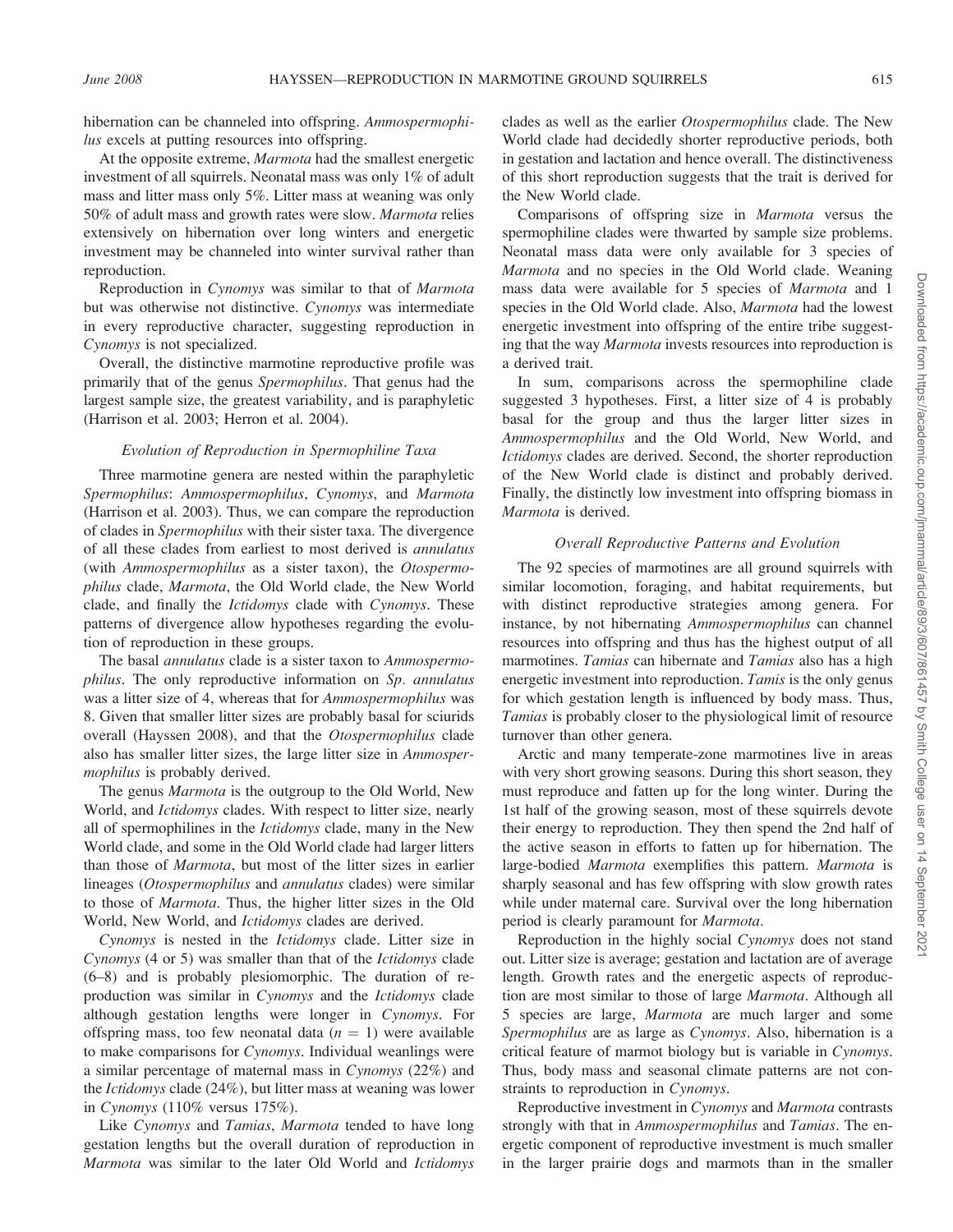hibernation can be channeled into offspring. *Ammospermophilus* excels at putting resources into offspring.

At the opposite extreme, *Marmota* had the smallest energetic investment of all squirrels. Neonatal mass was only 1% of adult mass and litter mass only 5%. Litter mass at weaning was only 50% of adult mass and growth rates were slow. *Marmota* relies extensively on hibernation over long winters and energetic investment may be channeled into winter survival rather than reproduction.

Reproduction in *Cynomys* was similar to that of *Marmota* but was otherwise not distinctive. *Cynomys* was intermediate in every reproductive character, suggesting reproduction in *Cynomys* is not specialized.

Overall, the distinctive marmotine reproductive profile was primarily that of the genus *Spermophilus*. That genus had the largest sample size, the greatest variability, and is paraphyletic (Harrison et al. 2003; Herron et al. 2004).

### *Evolution of Reproduction in Spermophiline Taxa*

Three marmotine genera are nested within the paraphyletic *Spermophilus*: *Ammospermophilus*, *Cynomys*, and *Marmota* (Harrison et al. 2003). Thus, we can compare the reproduction of clades in *Spermophilus* with their sister taxa. The divergence of all these clades from earliest to most derived is *annulatus* (with *Ammospermophilus* as a sister taxon), the *Otospermophilus* clade, *Marmota*, the Old World clade, the New World clade, and finally the *Ictidomys* clade with *Cynomys*. These patterns of divergence allow hypotheses regarding the evolution of reproduction in these groups.

The basal *annulatus* clade is a sister taxon to *Ammospermophilus*. The only reproductive information on *Sp. annulatus* was a litter size of 4, whereas that for *Ammospermophilus* was 8. Given that smaller litter sizes are probably basal for sciurids overall (Hayssen 2008), and that the *Otospermophilus* clade also has smaller litter sizes, the large litter size in *Ammospermophilus* is probably derived.

The genus *Marmota* is the outgroup to the Old World, New World, and *Ictidomys* clades. With respect to litter size, nearly all of spermophilines in the *Ictidomys* clade, many in the New World clade, and some in the Old World clade had larger litters than those of *Marmota*, but most of the litter sizes in earlier lineages (*Otospermophilus* and *annulatus* clades) were similar to those of *Marmota*. Thus, the higher litter sizes in the Old World, New World, and *Ictidomys* clades are derived.

*Cynomys* is nested in the *Ictidomys* clade. Litter size in *Cynomys* (4 or 5) was smaller than that of the *Ictidomys* clade (6–8) and is probably plesiomorphic. The duration of reproduction was similar in *Cynomys* and the *Ictidomys* clade although gestation lengths were longer in *Cynomys*. For offspring mass, too few neonatal data ($n = 1$) were available to make comparisons for *Cynomys*. Individual weanlings were a similar percentage of maternal mass in *Cynomys* (22%) and the *Ictidomys* clade (24%), but litter mass at weaning was lower in *Cynomys* (110% versus 175%).

Like *Cynomys* and *Tamias*, *Marmota* tended to have long gestation lengths but the overall duration of reproduction in *Marmota* was similar to the later Old World and *Ictidomys* clades as well as the earlier *Otospermophilus* clade. The New World clade had decidedly shorter reproductive periods, both in gestation and lactation and hence overall. The distinctiveness of this short reproduction suggests that the trait is derived for the New World clade.

Comparisons of offspring size in *Marmota* versus the spermophiline clades were thwarted by sample size problems. Neonatal mass data were only available for 3 species of *Marmota* and no species in the Old World clade. Weaning mass data were available for 5 species of *Marmota* and 1 species in the Old World clade. Also, *Marmota* had the lowest energetic investment into offspring of the entire tribe suggesting that the way *Marmota* invests resources into reproduction is a derived trait.

In sum, comparisons across the spermophiline clade suggested 3 hypotheses. First, a litter size of 4 is probably basal for the group and thus the larger litter sizes in *Ammospermophilus* and the Old World, New World, and *Ictidomys* clades are derived. Second, the shorter reproduction of the New World clade is distinct and probably derived. Finally, the distinctly low investment into offspring biomass in *Marmota* is derived.

### *Overall Reproductive Patterns and Evolution*

The 92 species of marmotines are all ground squirrels with similar locomotion, foraging, and habitat requirements, but with distinct reproductive strategies among genera. For instance, by not hibernating *Ammospermophilus* can channel resources into offspring and thus has the highest output of all marmotines. *Tamias* can hibernate and *Tamias* also has a high energetic investment into reproduction. *Tamis* is the only genus for which gestation length is influenced by body mass. Thus, *Tamias* is probably closer to the physiological limit of resource turnover than other genera.

Arctic and many temperate-zone marmotines live in areas with very short growing seasons. During this short season, they must reproduce and fatten up for the long winter. During the 1st half of the growing season, most of these squirrels devote their energy to reproduction. They then spend the 2nd half of the active season in efforts to fatten up for hibernation. The large-bodied *Marmota* exemplifies this pattern. *Marmota* is sharply seasonal and has few offspring with slow growth rates while under maternal care. Survival over the long hibernation period is clearly paramount for *Marmota*.

Reproduction in the highly social *Cynomys* does not stand out. Litter size is average; gestation and lactation are of average length. Growth rates and the energetic aspects of reproduction are most similar to those of large *Marmota*. Although all 5 species are large, *Marmota* are much larger and some *Spermophilus* are as large as *Cynomys*. Also, hibernation is a critical feature of marmot biology but is variable in *Cynomys*. Thus, body mass and seasonal climate patterns are not constraints to reproduction in *Cynomys*.

Reproductive investment in *Cynomys* and *Marmota* contrasts strongly with that in *Ammospermophilus* and *Tamias*. The energetic component of reproductive investment is much smaller in the larger prairie dogs and marmots than in the smaller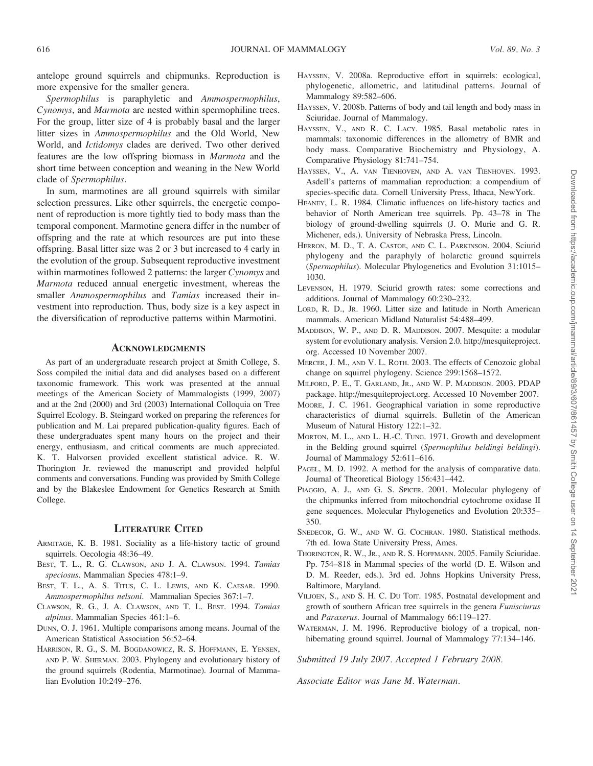antelope ground squirrels and chipmunks. Reproduction is more expensive for the smaller genera.

*Spermophilus* is paraphyletic and *Ammospermophilus*, *Cynomys*, and *Marmota* are nested within spermophiline trees. For the group, litter size of 4 is probably basal and the larger litter sizes in *Ammospermophilus* and the Old World, New World, and *Ictidomys* clades are derived. Two other derived features are the low offspring biomass in *Marmota* and the short time between conception and weaning in the New World clade of *Spermophilus*.

In sum, marmotines are all ground squirrels with similar selection pressures. Like other squirrels, the energetic component of reproduction is more tightly tied to body mass than the temporal component. Marmotine genera differ in the number of offspring and the rate at which resources are put into these offspring. Basal litter size was 2 or 3 but increased to 4 early in the evolution of the group. Subsequent reproductive investment within marmotines followed 2 patterns: the larger *Cynomys* and *Marmota* reduced annual energetic investment, whereas the smaller *Ammospermophilus* and *Tamias* increased their investment into reproduction. Thus, body size is a key aspect in the diversification of reproductive patterns within Marmotini.

## Acknowledgments

As part of an undergraduate research project at Smith College, S. Soss compiled the initial data and did analyses based on a different taxonomic framework. This work was presented at the annual meetings of the American Society of Mammalogists (1999, 2007) and at the 2nd (2000) and 3rd (2003) International Colloquia on Tree Squirrel Ecology. B. Steingard worked on preparing the references for publication and M. Lai prepared publication-quality figures. Each of these undergraduates spent many hours on the project and their energy, enthusiasm, and critical comments are much appreciated. K. T. Halvorsen provided excellent statistical advice. R. W. Thorington Jr. reviewed the manuscript and provided helpful comments and conversations. Funding was provided by Smith College and by the Blakeslee Endowment for Genetics Research at Smith College.

## Literature Cited

Armitage, K. B. 1981. Sociality as a life-history tactic of ground squirrels. Oecologia 48:36–49.

Best, T. L., R. G. Clawson, and J. A. Clawson. 1994. *Tamias speciosus*. Mammalian Species 478:1–9.

Best, T. L., A. S. Titus, C. L. Lewis, and K. Caesar. 1990. *Ammospermophilus nelsoni*. Mammalian Species 367:1–7.

Clawson, R. G., J. A. Clawson, and T. L. Best. 1994. *Tamias alpinus*. Mammalian Species 461:1–6.

Dunn, O. J. 1961. Multiple comparisons among means. Journal of the American Statistical Association 56:52–64.

Harrison, R. G., S. M. Bogdanowicz, R. S. Hoffmann, E. Yensen, and P. W. Sherman. 2003. Phylogeny and evolutionary history of the ground squirrels (Rodentia, Marmotinae). Journal of Mammalian Evolution 10:249–276.

Hayssen, V. 2008a. Reproductive effort in squirrels: ecological, phylogenetic, allometric, and latitudinal patterns. Journal of Mammalogy 89:582–606.

Hayssen, V. 2008b. Patterns of body and tail length and body mass in Sciuridae. Journal of Mammalogy.

Hayssen, V., and R. C. Lacy. 1985. Basal metabolic rates in mammals: taxonomic differences in the allometry of BMR and body mass. Comparative Biochemistry and Physiology, A. Comparative Physiology 81:741–754.

Hayssen, V., A. van Tienhoven, and A. van Tienhoven. 1993. Asdell's patterns of mammalian reproduction: a compendium of species-specific data. Cornell University Press, Ithaca, NewYork.

Heaney, L. R. 1984. Climatic influences on life-history tactics and behavior of North American tree squirrels. Pp. 43–78 in The biology of ground-dwelling squirrels (J. O. Murie and G. R. Michener, eds.). University of Nebraska Press, Lincoln.

Herron, M. D., T. A. Castoe, and C. L. Parkinson. 2004. Sciurid phylogeny and the paraphyly of holarctic ground squirrels (*Spermophilus*). Molecular Phylogenetics and Evolution 31:1015–1030.

Levenson, H. 1979. Sciurid growth rates: some corrections and additions. Journal of Mammalogy 60:230–232.

Lord, R. D., Jr. 1960. Litter size and latitude in North American mammals. American Midland Naturalist 54:488–499.

Maddison, W. P., and D. R. Maddison. 2007. Mesquite: a modular system for evolutionary analysis. Version 2.0. http://mesquiteproject.org. Accessed 10 November 2007.

Mercer, J. M., and V. L. Roth. 2003. The effects of Cenozoic global change on squirrel phylogeny. Science 299:1568–1572.

Milford, P. E., T. Garland, Jr., and W. P. Maddison. 2003. PDAP package. http://mesquiteproject.org. Accessed 10 November 2007.

Moore, J. C. 1961. Geographical variation in some reproductive characteristics of diurnal squirrels. Bulletin of the American Museum of Natural History 122:1–32.

Morton, M. L., and L. H.-C. Tung. 1971. Growth and development in the Belding ground squirrel (*Spermophilus beldingi beldingi*). Journal of Mammalogy 52:611–616.

Pagel, M. D. 1992. A method for the analysis of comparative data. Journal of Theoretical Biology 156:431–442.

Piaggio, A. J., and G. S. Spicer. 2001. Molecular phylogeny of the chipmunks inferred from mitochondrial cytochrome oxidase II gene sequences. Molecular Phylogenetics and Evolution 20:335–350.

Snedecor, G. W., and W. G. Cochran. 1980. Statistical methods. 7th ed. Iowa State University Press, Ames.

Thorington, R. W., Jr., and R. S. Hoffmann. 2005. Family Sciuridae. Pp. 754–818 in Mammal species of the world (D. E. Wilson and D. M. Reeder, eds.). 3rd ed. Johns Hopkins University Press, Baltimore, Maryland.

Viljoen, S., and S. H. C. Du Toit. 1985. Postnatal development and growth of southern African tree squirrels in the genera *Funisciurus* and *Paraxerus*. Journal of Mammalogy 66:119–127.

Waterman, J. M. 1996. Reproductive biology of a tropical, non-hibernating ground squirrel. Journal of Mammalogy 77:134–146.

*Submitted 19 July 2007. Accepted 1 February 2008.*

*Associate Editor was Jane M. Waterman.*